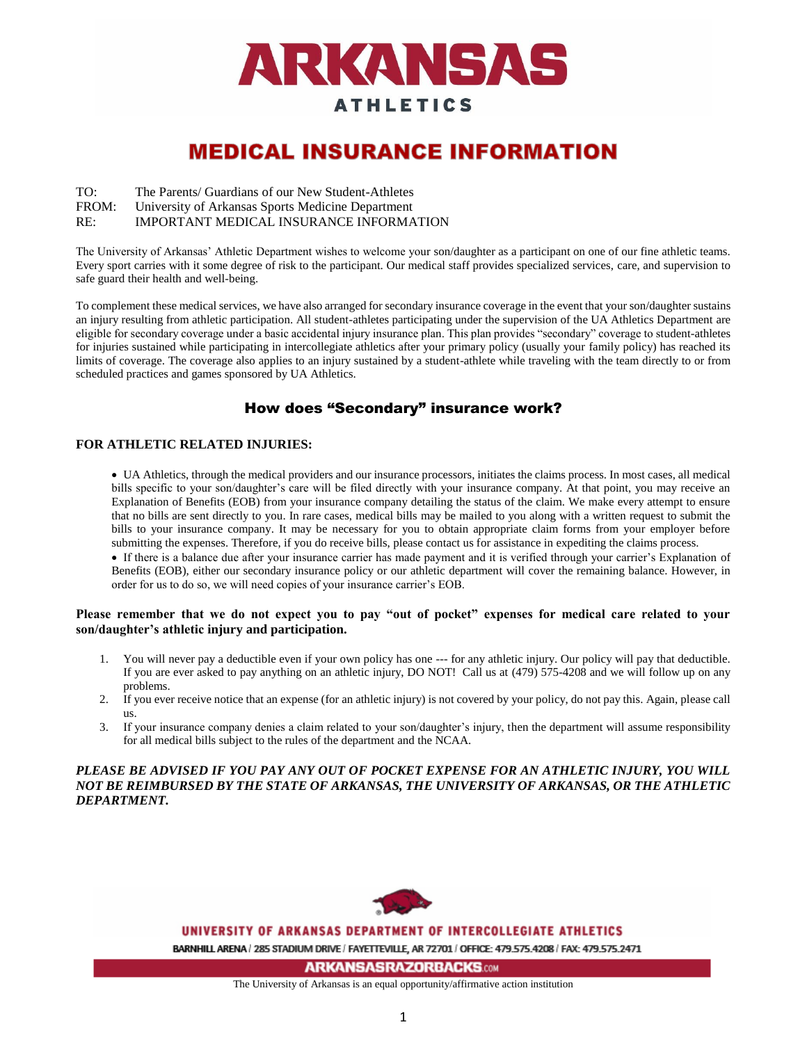# ARKANSAS ATHLETICS

# MEDICAL INSURANCE INFORMATION

TO: The Parents/ Guardians of our New Student-Athletes
FROM: University of Arkansas Sports Medicine Department
RE: IMPORTANT MEDICAL INSURANCE INFORMATION

The University of Arkansas' Athletic Department wishes to welcome your son/daughter as a participant on one of our fine athletic teams. Every sport carries with it some degree of risk to the participant. Our medical staff provides specialized services, care, and supervision to safe guard their health and well-being.

To complement these medical services, we have also arranged for secondary insurance coverage in the event that your son/daughter sustains an injury resulting from athletic participation. All student-athletes participating under the supervision of the UA Athletics Department are eligible for secondary coverage under a basic accidental injury insurance plan. This plan provides "secondary" coverage to student-athletes for injuries sustained while participating in intercollegiate athletics after your primary policy (usually your family policy) has reached its limits of coverage. The coverage also applies to an injury sustained by a student-athlete while traveling with the team directly to or from scheduled practices and games sponsored by UA Athletics.

## How does "Secondary" insurance work?

**FOR ATHLETIC RELATED INJURIES:**

- UA Athletics, through the medical providers and our insurance processors, initiates the claims process. In most cases, all medical bills specific to your son/daughter's care will be filed directly with your insurance company. At that point, you may receive an Explanation of Benefits (EOB) from your insurance company detailing the status of the claim. We make every attempt to ensure that no bills are sent directly to you. In rare cases, medical bills may be mailed to you along with a written request to submit the bills to your insurance company. It may be necessary for you to obtain appropriate claim forms from your employer before submitting the expenses. Therefore, if you do receive bills, please contact us for assistance in expediting the claims process.
- If there is a balance due after your insurance carrier has made payment and it is verified through your carrier's Explanation of Benefits (EOB), either our secondary insurance policy or our athletic department will cover the remaining balance. However, in order for us to do so, we will need copies of your insurance carrier's EOB.

**Please remember that we do not expect you to pay "out of pocket" expenses for medical care related to your son/daughter's athletic injury and participation.**

1. You will never pay a deductible even if your own policy has one --- for any athletic injury. Our policy will pay that deductible. If you are ever asked to pay anything on an athletic injury, DO NOT! Call us at (479) 575-4208 and we will follow up on any problems.
2. If you ever receive notice that an expense (for an athletic injury) is not covered by your policy, do not pay this. Again, please call us.
3. If your insurance company denies a claim related to your son/daughter's injury, then the department will assume responsibility for all medical bills subject to the rules of the department and the NCAA.

***PLEASE BE ADVISED IF YOU PAY ANY OUT OF POCKET EXPENSE FOR AN ATHLETIC INJURY, YOU WILL NOT BE REIMBURSED BY THE STATE OF ARKANSAS, THE UNIVERSITY OF ARKANSAS, OR THE ATHLETIC DEPARTMENT.***

UNIVERSITY OF ARKANSAS DEPARTMENT OF INTERCOLLEGIATE ATHLETICS
BARNHILL ARENA / 285 STADIUM DRIVE / FAYETTEVILLE, AR 72701 / OFFICE: 479.575.4208 / FAX: 479.575.2471
ARKANSASRAZORBACKS.COM
The University of Arkansas is an equal opportunity/affirmative action institution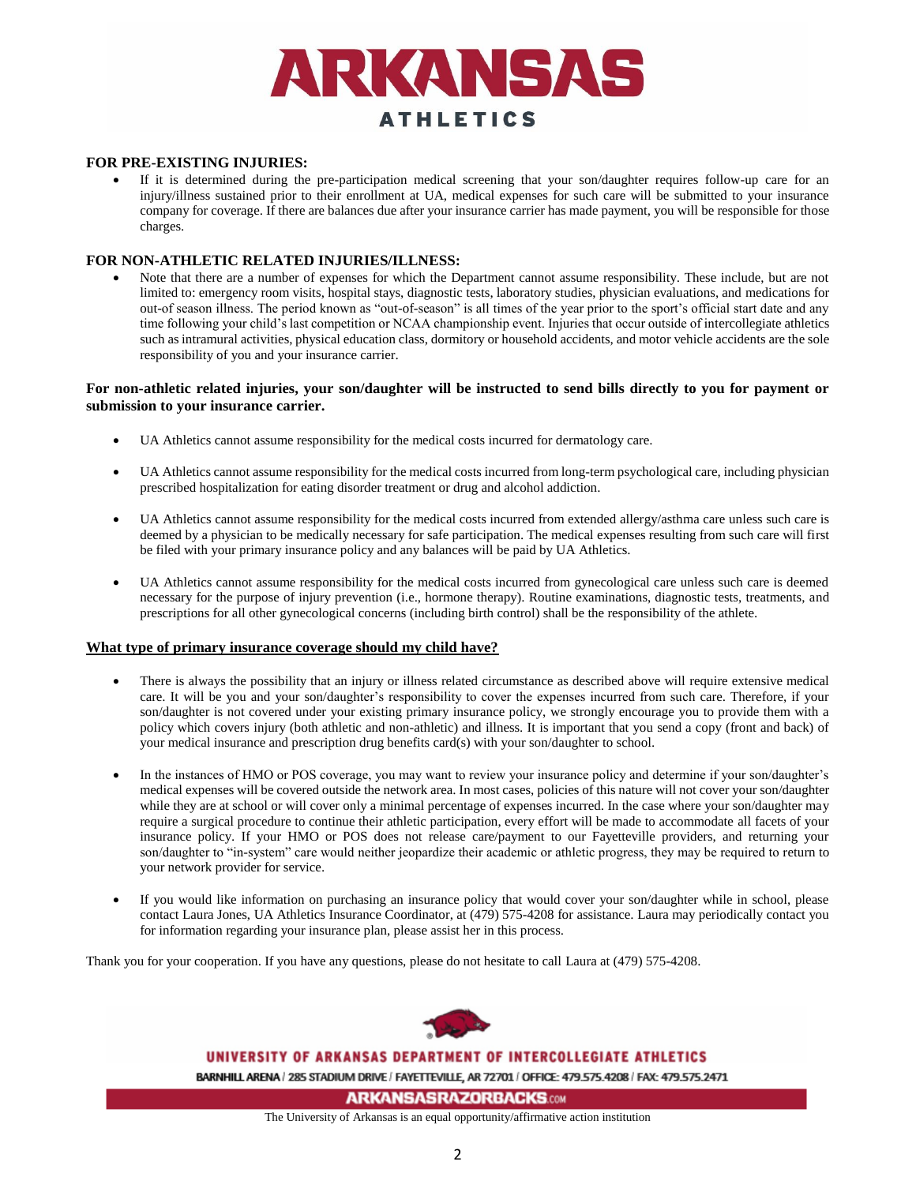# ARKANSAS ATHLETICS

**FOR PRE-EXISTING INJURIES:**

- If it is determined during the pre-participation medical screening that your son/daughter requires follow-up care for an injury/illness sustained prior to their enrollment at UA, medical expenses for such care will be submitted to your insurance company for coverage. If there are balances due after your insurance carrier has made payment, you will be responsible for those charges.

**FOR NON-ATHLETIC RELATED INJURIES/ILLNESS:**

- Note that there are a number of expenses for which the Department cannot assume responsibility. These include, but are not limited to: emergency room visits, hospital stays, diagnostic tests, laboratory studies, physician evaluations, and medications for out-of season illness. The period known as "out-of-season" is all times of the year prior to the sport's official start date and any time following your child's last competition or NCAA championship event. Injuries that occur outside of intercollegiate athletics such as intramural activities, physical education class, dormitory or household accidents, and motor vehicle accidents are the sole responsibility of you and your insurance carrier.

**For non-athletic related injuries, your son/daughter will be instructed to send bills directly to you for payment or submission to your insurance carrier.**

- UA Athletics cannot assume responsibility for the medical costs incurred for dermatology care.
- UA Athletics cannot assume responsibility for the medical costs incurred from long-term psychological care, including physician prescribed hospitalization for eating disorder treatment or drug and alcohol addiction.
- UA Athletics cannot assume responsibility for the medical costs incurred from extended allergy/asthma care unless such care is deemed by a physician to be medically necessary for safe participation. The medical expenses resulting from such care will first be filed with your primary insurance policy and any balances will be paid by UA Athletics.
- UA Athletics cannot assume responsibility for the medical costs incurred from gynecological care unless such care is deemed necessary for the purpose of injury prevention (i.e., hormone therapy). Routine examinations, diagnostic tests, treatments, and prescriptions for all other gynecological concerns (including birth control) shall be the responsibility of the athlete.

**<u>What type of primary insurance coverage should my child have?</u>**

- There is always the possibility that an injury or illness related circumstance as described above will require extensive medical care. It will be you and your son/daughter's responsibility to cover the expenses incurred from such care. Therefore, if your son/daughter is not covered under your existing primary insurance policy, we strongly encourage you to provide them with a policy which covers injury (both athletic and non-athletic) and illness. It is important that you send a copy (front and back) of your medical insurance and prescription drug benefits card(s) with your son/daughter to school.
- In the instances of HMO or POS coverage, you may want to review your insurance policy and determine if your son/daughter's medical expenses will be covered outside the network area. In most cases, policies of this nature will not cover your son/daughter while they are at school or will cover only a minimal percentage of expenses incurred. In the case where your son/daughter may require a surgical procedure to continue their athletic participation, every effort will be made to accommodate all facets of your insurance policy. If your HMO or POS does not release care/payment to our Fayetteville providers, and returning your son/daughter to "in-system" care would neither jeopardize their academic or athletic progress, they may be required to return to your network provider for service.
- If you would like information on purchasing an insurance policy that would cover your son/daughter while in school, please contact Laura Jones, UA Athletics Insurance Coordinator, at (479) 575-4208 for assistance. Laura may periodically contact you for information regarding your insurance plan, please assist her in this process.

Thank you for your cooperation. If you have any questions, please do not hesitate to call Laura at (479) 575-4208.

UNIVERSITY OF ARKANSAS DEPARTMENT OF INTERCOLLEGIATE ATHLETICS

BARNHILL ARENA / 285 STADIUM DRIVE / FAYETTEVILLE, AR 72701 / OFFICE: 479.575.4208 / FAX: 479.575.2471

ARKANSASRAZORBACKS.COM

The University of Arkansas is an equal opportunity/affirmative action institution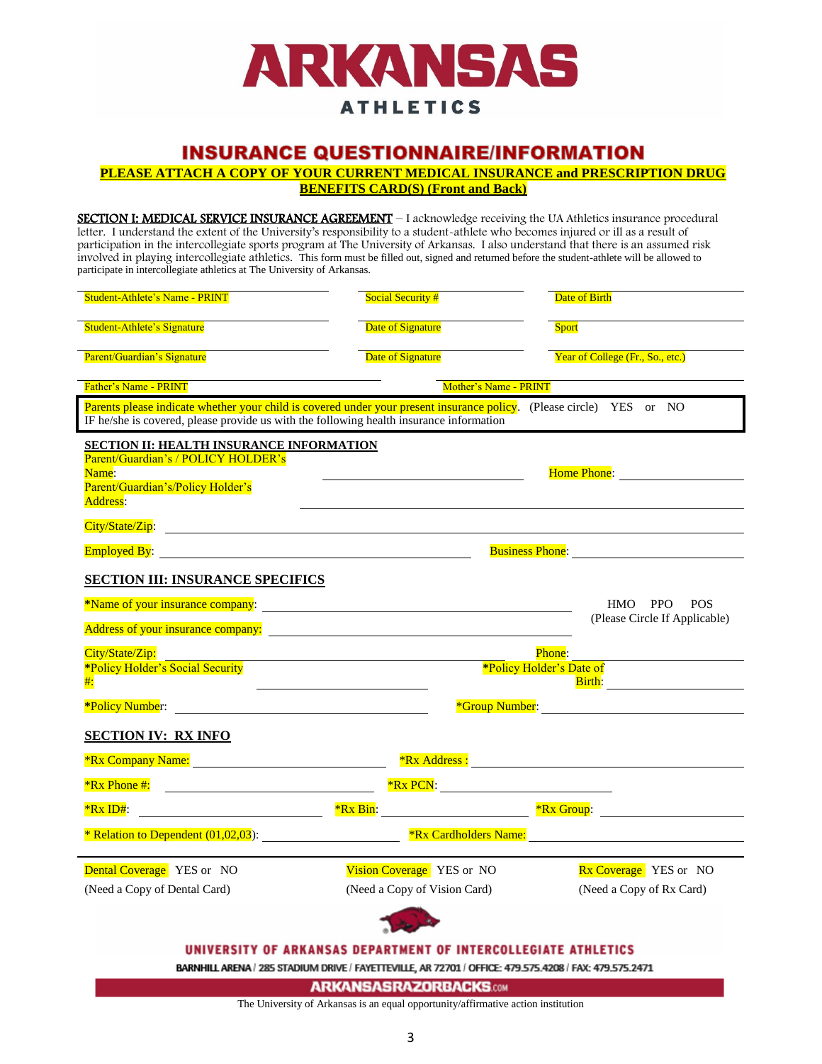# ARKANSAS

ATHLETICS

## INSURANCE QUESTIONNAIRE/INFORMATION

**PLEASE ATTACH A COPY OF YOUR CURRENT MEDICAL INSURANCE and PRESCRIPTION DRUG BENEFITS CARD(S) (Front and Back)**

**SECTION I: MEDICAL SERVICE INSURANCE AGREEMENT** – I acknowledge receiving the UA Athletics insurance procedural letter. I understand the extent of the University's responsibility to a student-athlete who becomes injured or ill as a result of participation in the intercollegiate sports program at The University of Arkansas. I also understand that there is an assumed risk involved in playing intercollegiate athletics. This form must be filled out, signed and returned before the student-athlete will be allowed to participate in intercollegiate athletics at The University of Arkansas.

| | | |
|---|---|---|
| Student-Athlete's Name - PRINT | Social Security # | Date of Birth |
| Student-Athlete's Signature | Date of Signature | Sport |
| Parent/Guardian's Signature | Date of Signature | Year of College (Fr., So., etc.) |

Father's Name - PRINT ____________ Mother's Name - PRINT ____________

Parents please indicate whether your child is covered under your present insurance policy. (Please circle) YES or NO
IF he/she is covered, please provide us with the following health insurance information

**SECTION II: HEALTH INSURANCE INFORMATION**

Parent/Guardian's / POLICY HOLDER's Name: ____________ Home Phone: ____________

Parent/Guardian's/Policy Holder's Address: ____________

City/State/Zip: ____________

Employed By: ____________ Business Phone: ____________

**SECTION III: INSURANCE SPECIFICS**

*Name of your insurance company: ____________ HMO PPO POS (Please Circle If Applicable)

Address of your insurance company: ____________

City/State/Zip: ____________ Phone: ____________

*Policy Holder's Social Security #: ____________ *Policy Holder's Date of Birth: ____________

*Policy Number: ____________ *Group Number: ____________

**SECTION IV: RX INFO**

*Rx Company Name: ____________ *Rx Address : ____________

*Rx Phone #: ____________ *Rx PCN: ____________

*Rx ID#: ____________ *Rx Bin: ____________ *Rx Group: ____________

* Relation to Dependent (01,02,03): ____________ *Rx Cardholders Name: ____________

| | | |
|---|---|---|
| Dental Coverage YES or NO | Vision Coverage YES or NO | Rx Coverage YES or NO |
| (Need a Copy of Dental Card) | (Need a Copy of Vision Card) | (Need a Copy of Rx Card) |

UNIVERSITY OF ARKANSAS DEPARTMENT OF INTERCOLLEGIATE ATHLETICS

BARNHILL ARENA / 285 STADIUM DRIVE / FAYETTEVILLE, AR 72701 / OFFICE: 479.575.4208 / FAX: 479.575.2471

ARKANSASRAZORBACKS.COM

The University of Arkansas is an equal opportunity/affirmative action institution